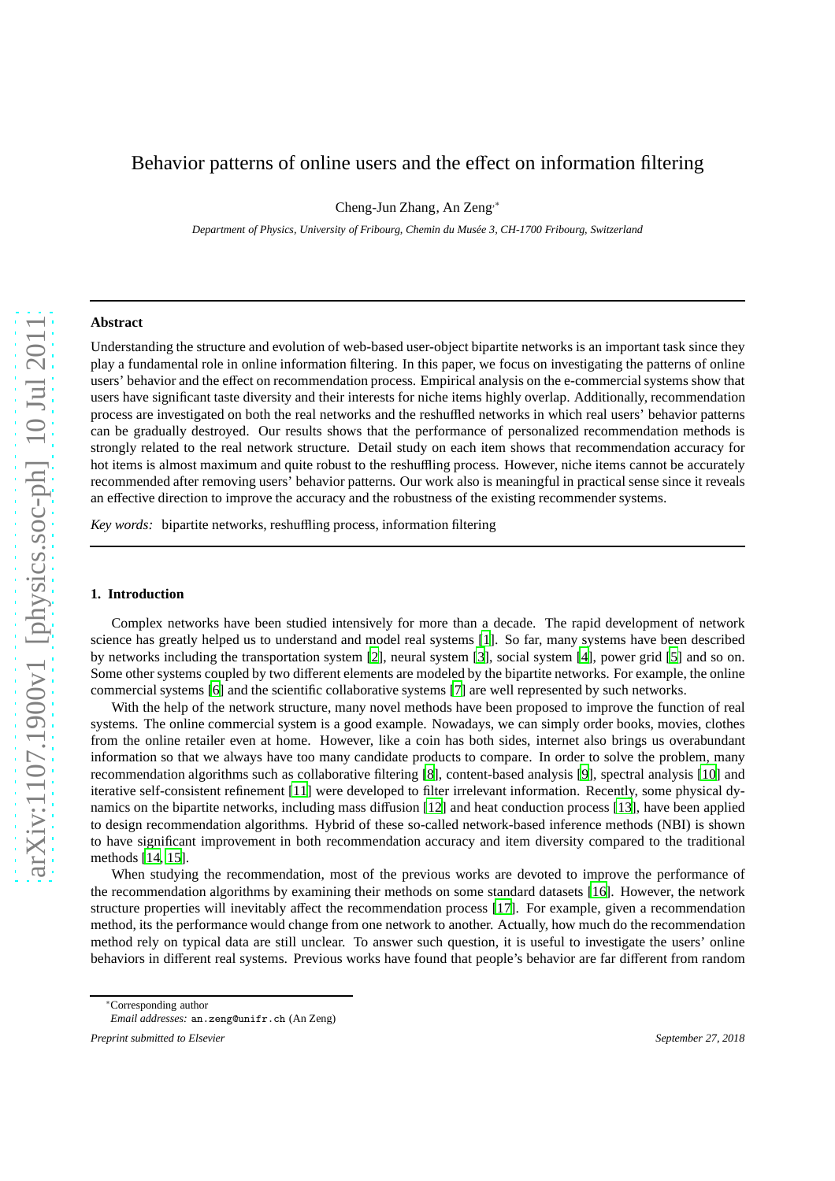# Behavior patterns of online users and the effect on information filtering

Cheng-Jun Zhang, An Zeng*

*Department of Physics, University of Fribourg, Chemin du Musée 3, CH-1700 Fribourg, Switzerland*

---

**Abstract**

Understanding the structure and evolution of web-based user-object bipartite networks is an important task since they play a fundamental role in online information filtering. In this paper, we focus on investigating the patterns of online users' behavior and the effect on recommendation process. Empirical analysis on the e-commercial systems show that users have significant taste diversity and their interests for niche items highly overlap. Additionally, recommendation process are investigated on both the real networks and the reshuffled networks in which real users' behavior patterns can be gradually destroyed. Our results shows that the performance of personalized recommendation methods is strongly related to the real network structure. Detail study on each item shows that recommendation accuracy for hot items is almost maximum and quite robust to the reshuffling process. However, niche items cannot be accurately recommended after removing users' behavior patterns. Our work also is meaningful in practical sense since it reveals an effective direction to improve the accuracy and the robustness of the existing recommender systems.

*Key words:* bipartite networks, reshuffling process, information filtering

---

## 1. Introduction

Complex networks have been studied intensively for more than a decade. The rapid development of network science has greatly helped us to understand and model real systems [1]. So far, many systems have been described by networks including the transportation system [2], neural system [3], social system [4], power grid [5] and so on. Some other systems coupled by two different elements are modeled by the bipartite networks. For example, the online commercial systems [6] and the scientific collaborative systems [7] are well represented by such networks.

With the help of the network structure, many novel methods have been proposed to improve the function of real systems. The online commercial system is a good example. Nowadays, we can simply order books, movies, clothes from the online retailer even at home. However, like a coin has both sides, internet also brings us overabundant information so that we always have too many candidate products to compare. In order to solve the problem, many recommendation algorithms such as collaborative filtering [8], content-based analysis [9], spectral analysis [10] and iterative self-consistent refinement [11] were developed to filter irrelevant information. Recently, some physical dynamics on the bipartite networks, including mass diffusion [12] and heat conduction process [13], have been applied to design recommendation algorithms. Hybrid of these so-called network-based inference methods (NBI) is shown to have significant improvement in both recommendation accuracy and item diversity compared to the traditional methods [14, 15].

When studying the recommendation, most of the previous works are devoted to improve the performance of the recommendation algorithms by examining their methods on some standard datasets [16]. However, the network structure properties will inevitably affect the recommendation process [17]. For example, given a recommendation method, its the performance would change from one network to another. Actually, how much do the recommendation method rely on typical data are still unclear. To answer such question, it is useful to investigate the users' online behaviors in different real systems. Previous works have found that people's behavior are far different from random

---

*Corresponding author

*Email addresses:* an.zeng@unifr.ch (An Zeng)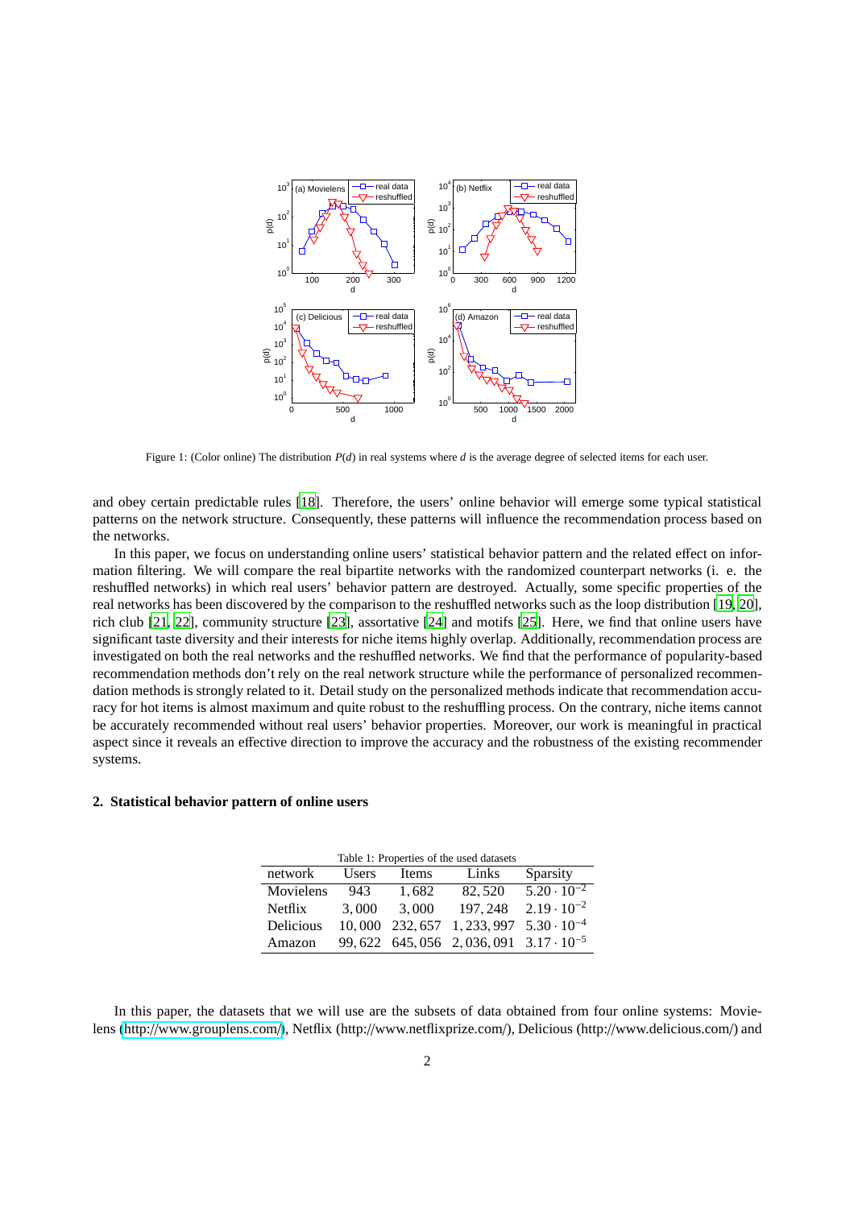Figure 1: (Color online) The distribution $P(d)$ in real systems where $d$ is the average degree of selected items for each user.

and obey certain predictable rules [18]. Therefore, the users' online behavior will emerge some typical statistical patterns on the network structure. Consequently, these patterns will influence the recommendation process based on the networks.

In this paper, we focus on understanding online users' statistical behavior pattern and the related effect on information filtering. We will compare the real bipartite networks with the randomized counterpart networks (i. e. the reshuffled networks) in which real users' behavior pattern are destroyed. Actually, some specific properties of the real networks has been discovered by the comparison to the reshuffled networks such as the loop distribution [19, 20], rich club [21, 22], community structure [23], assortative [24] and motifs [25]. Here, we find that online users have significant taste diversity and their interests for niche items highly overlap. Additionally, recommendation process are investigated on both the real networks and the reshuffled networks. We find that the performance of popularity-based recommendation methods don't rely on the real network structure while the performance of personalized recommendation methods is strongly related to it. Detail study on the personalized methods indicate that recommendation accuracy for hot items is almost maximum and quite robust to the reshuffling process. On the contrary, niche items cannot be accurately recommended without real users' behavior properties. Moreover, our work is meaningful in practical aspect since it reveals an effective direction to improve the accuracy and the robustness of the existing recommender systems.

## 2. Statistical behavior pattern of online users

Table 1: Properties of the used datasets

| network | Users | Items | Links | Sparsity |
|---|---|---|---|---|
| Movielens | 943 | 1,682 | 82,520 | $5.20 \cdot 10^{-2}$ |
| Netflix | 3,000 | 3,000 | 197,248 | $2.19 \cdot 10^{-2}$ |
| Delicious | 10,000 | 232,657 | 1,233,997 | $5.30 \cdot 10^{-4}$ |
| Amazon | 99,622 | 645,056 | 2,036,091 | $3.17 \cdot 10^{-5}$ |

In this paper, the datasets that we will use are the subsets of data obtained from four online systems: Movielens (http://www.grouplens.com/), Netflix (http://www.netflixprize.com/), Delicious (http://www.delicious.com/) and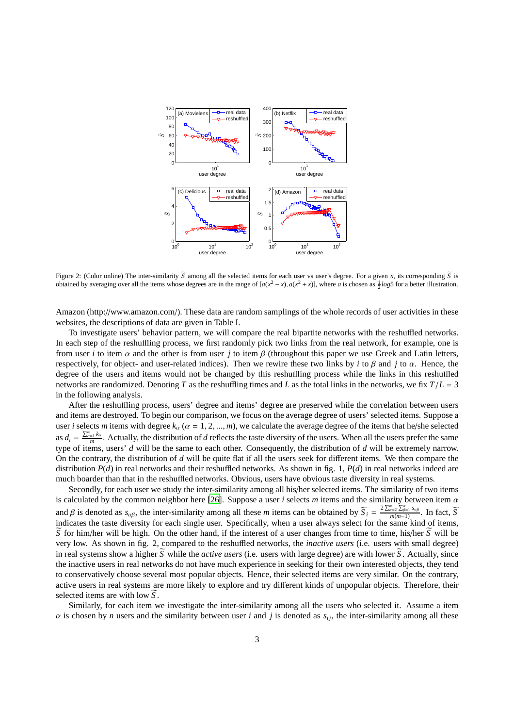Figure 2: (Color online) The inter-similarity $\widetilde{S}$ among all the selected items for each user vs user's degree. For a given $x$, its corresponding $\widetilde{S}$ is obtained by averaging over all the items whose degrees are in the range of $[a(x^2-x), a(x^2+x)]$, where $a$ is chosen as $\frac{1}{2}log5$ for a better illustration.

Amazon (http://www.amazon.com/). These data are random samplings of the whole records of user activities in these websites, the descriptions of data are given in Table I.

To investigate users' behavior pattern, we will compare the real bipartite networks with the reshuffled networks. In each step of the reshuffling process, we first randomly pick two links from the real network, for example, one is from user $i$ to item $\alpha$ and the other is from user $j$ to item $\beta$ (throughout this paper we use Greek and Latin letters, respectively, for object- and user-related indices). Then we rewire these two links by $i$ to $\beta$ and $j$ to $\alpha$. Hence, the degree of the users and items would not be changed by this reshuffling process while the links in this reshuffled networks are randomized. Denoting $T$ as the reshuffling times and $L$ as the total links in the networks, we fix $T/L = 3$ in the following analysis.

After the reshuffling process, users' degree and items' degree are preserved while the correlation between users and items are destroyed. To begin our comparison, we focus on the average degree of users' selected items. Suppose a user $i$ selects $m$ items with degree $k_\alpha$ ($\alpha = 1, 2, ..., m$), we calculate the average degree of the items that he/she selected as $d_i = \frac{\sum_{\alpha=1}^{m} k_\alpha}{m}$. Actually, the distribution of $d$ reflects the taste diversity of the users. When all the users prefer the same type of items, users' $d$ will be the same to each other. Consequently, the distribution of $d$ will be extremely narrow. On the contrary, the distribution of $d$ will be quite flat if all the users seek for different items. We then compare the distribution $P(d)$ in real networks and their reshuffled networks. As shown in fig. 1, $P(d)$ in real networks indeed are much boarder than that in the reshuffled networks. Obvious, users have obvious taste diversity in real systems.

Secondly, for each user we study the inter-similarity among all his/her selected items. The similarity of two items is calculated by the common neighbor here [26]. Suppose a user $i$ selects $m$ items and the similarity between item $\alpha$ and $\beta$ is denoted as $s_{\alpha\beta}$, the inter-similarity among all these $m$ items can be obtained by $\widetilde{S}_i = \frac{2\sum_{\alpha=2}^{m}\sum_{\beta=1}^{\alpha} s_{\alpha\beta}}{m(m-1)}$. In fact, $\widetilde{S}$ indicates the taste diversity for each single user. Specifically, when a user always select for the same kind of items, $\widetilde{S}$ for him/her will be high. On the other hand, if the interest of a user changes from time to time, his/her $\widetilde{S}$ will be very low. As shown in fig. 2, compared to the reshuffled networks, the *inactive users* (i.e. users with small degree) in real systems show a higher $\widetilde{S}$ while the *active users* (i.e. users with large degree) are with lower $\widetilde{S}$. Actually, since the inactive users in real networks do not have much experience in seeking for their own interested objects, they tend to conservatively choose several most popular objects. Hence, their selected items are very similar. On the contrary, active users in real systems are more likely to explore and try different kinds of unpopular objects. Therefore, their selected items are with low $\widetilde{S}$.

Similarly, for each item we investigate the inter-similarity among all the users who selected it. Assume a item $\alpha$ is chosen by $n$ users and the similarity between user $i$ and $j$ is denoted as $s_{ij}$, the inter-similarity among all these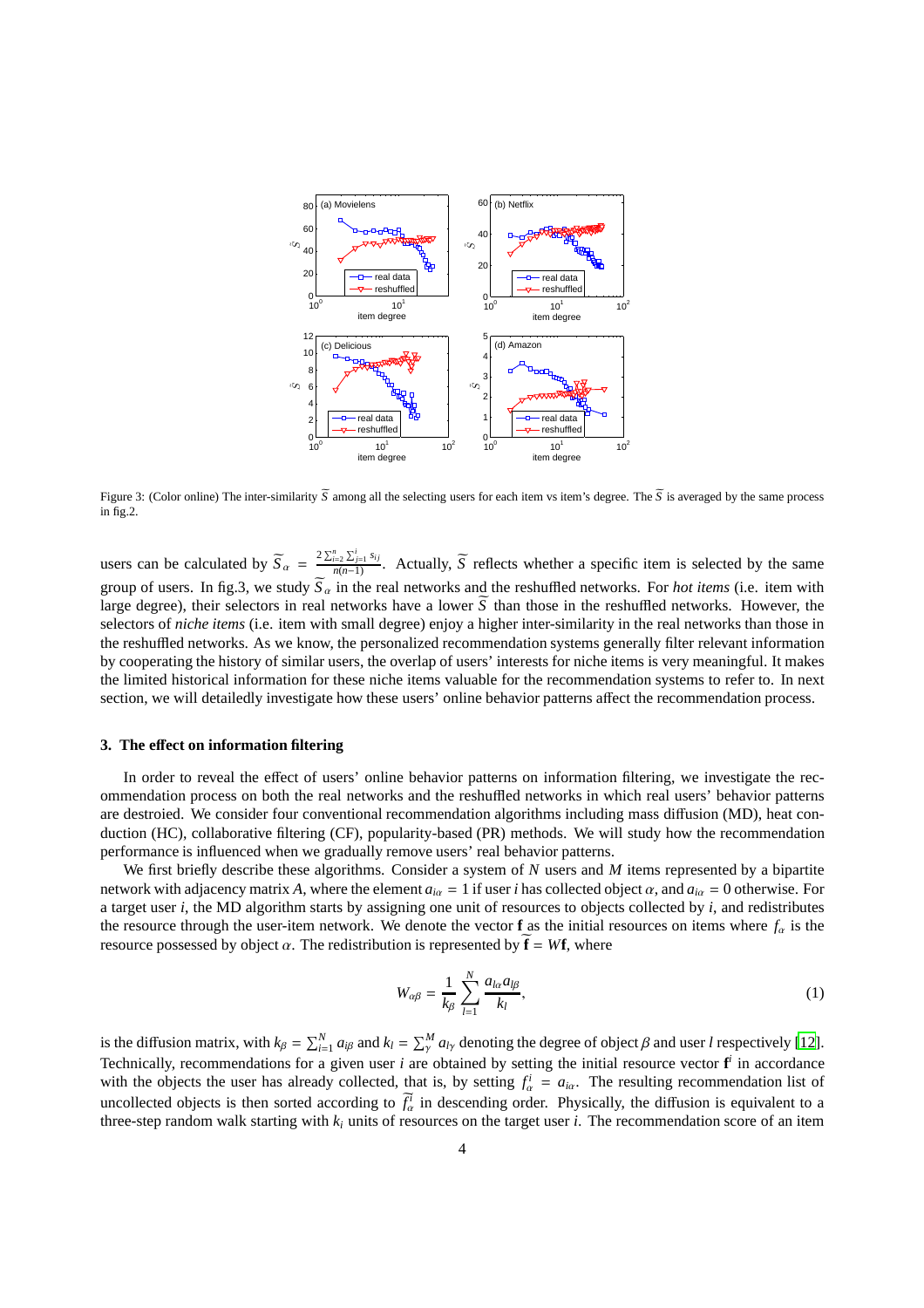Figure 3: (Color online) The inter-similarity $\widetilde{S}$ among all the selecting users for each item vs item's degree. The $\widetilde{S}$ is averaged by the same process in fig.2.

users can be calculated by $\widetilde{S}_\alpha = \frac{2\sum_{i=2}^{n}\sum_{j=1}^{i} s_{ij}}{n(n-1)}$. Actually, $\widetilde{S}$ reflects whether a specific item is selected by the same group of users. In fig.3, we study $\widetilde{S}_\alpha$ in the real networks and the reshuffled networks. For *hot items* (i.e. item with large degree), their selectors in real networks have a lower $\widetilde{S}$ than those in the reshuffled networks. However, the selectors of *niche items* (i.e. item with small degree) enjoy a higher inter-similarity in the real networks than those in the reshuffled networks. As we know, the personalized recommendation systems generally filter relevant information by cooperating the history of similar users, the overlap of users' interests for niche items is very meaningful. It makes the limited historical information for these niche items valuable for the recommendation systems to refer to. In next section, we will detailedly investigate how these users' online behavior patterns affect the recommendation process.

## 3. The effect on information filtering

In order to reveal the effect of users' online behavior patterns on information filtering, we investigate the recommendation process on both the real networks and the reshuffled networks in which real users' behavior patterns are destroied. We consider four conventional recommendation algorithms including mass diffusion (MD), heat conduction (HC), collaborative filtering (CF), popularity-based (PR) methods. We will study how the recommendation performance is influenced when we gradually remove users' real behavior patterns.

We first briefly describe these algorithms. Consider a system of $N$ users and $M$ items represented by a bipartite network with adjacency matrix $A$, where the element $a_{i\alpha} = 1$ if user $i$ has collected object $\alpha$, and $a_{i\alpha} = 0$ otherwise. For a target user $i$, the MD algorithm starts by assigning one unit of resources to objects collected by $i$, and redistributes the resource through the user-item network. We denote the vector $\mathbf{f}$ as the initial resources on items where $f_\alpha$ is the resource possessed by object $\alpha$. The redistribution is represented by $\widetilde{\mathbf{f}} = W\mathbf{f}$, where

$$W_{\alpha\beta} = \frac{1}{k_\beta}\sum_{l=1}^{N}\frac{a_{l\alpha}a_{l\beta}}{k_l}, \tag{1}$$

is the diffusion matrix, with $k_\beta = \sum_{i=1}^{N} a_{i\beta}$ and $k_l = \sum_{\gamma}^{M} a_{l\gamma}$ denoting the degree of object $\beta$ and user $l$ respectively [12]. Technically, recommendations for a given user $i$ are obtained by setting the initial resource vector $\mathbf{f}^i$ in accordance with the objects the user has already collected, that is, by setting $f_\alpha^i = a_{i\alpha}$. The resulting recommendation list of uncollected objects is then sorted according to $\widetilde{f}_\alpha^i$ in descending order. Physically, the diffusion is equivalent to a three-step random walk starting with $k_i$ units of resources on the target user $i$. The recommendation score of an item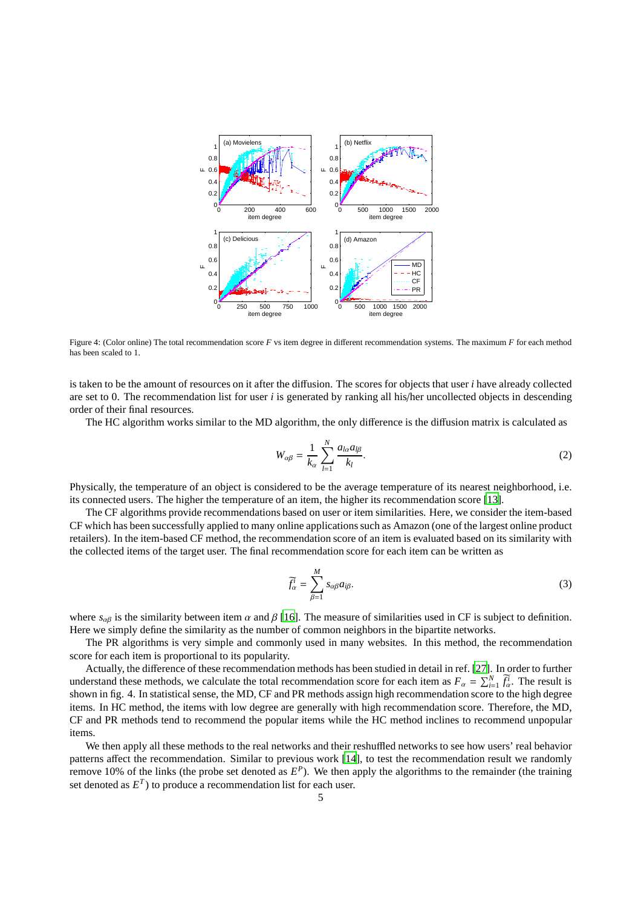Figure 4: (Color online) The total recommendation score $F$ vs item degree in different recommendation systems. The maximum $F$ for each method has been scaled to 1.

is taken to be the amount of resources on it after the diffusion. The scores for objects that user $i$ have already collected are set to 0. The recommendation list for user $i$ is generated by ranking all his/her uncollected objects in descending order of their final resources.

The HC algorithm works similar to the MD algorithm, the only difference is the diffusion matrix is calculated as

$$W_{\alpha\beta} = \frac{1}{k_\alpha} \sum_{l=1}^{N} \frac{a_{l\alpha} a_{l\beta}}{k_l}. \quad (2)$$

Physically, the temperature of an object is considered to be the average temperature of its nearest neighborhood, i.e. its connected users. The higher the temperature of an item, the higher its recommendation score [13].

The CF algorithms provide recommendations based on user or item similarities. Here, we consider the item-based CF which has been successfully applied to many online applications such as Amazon (one of the largest online product retailers). In the item-based CF method, the recommendation score of an item is evaluated based on its similarity with the collected items of the target user. The final recommendation score for each item can be written as

$$\widetilde{f}^i_\alpha = \sum_{\beta=1}^{M} s_{\alpha\beta} a_{i\beta}. \quad (3)$$

where $s_{\alpha\beta}$ is the similarity between item $\alpha$ and $\beta$ [16]. The measure of similarities used in CF is subject to definition. Here we simply define the similarity as the number of common neighbors in the bipartite networks.

The PR algorithms is very simple and commonly used in many websites. In this method, the recommendation score for each item is proportional to its popularity.

Actually, the difference of these recommendation methods has been studied in detail in ref. [27]. In order to further understand these methods, we calculate the total recommendation score for each item as $F_\alpha = \sum_{i=1}^{N} \widetilde{f}^i_\alpha$. The result is shown in fig. 4. In statistical sense, the MD, CF and PR methods assign high recommendation score to the high degree items. In HC method, the items with low degree are generally with high recommendation score. Therefore, the MD, CF and PR methods tend to recommend the popular items while the HC method inclines to recommend unpopular items.

We then apply all these methods to the real networks and their reshuffled networks to see how users' real behavior patterns affect the recommendation. Similar to previous work [14], to test the recommendation result we randomly remove 10% of the links (the probe set denoted as $E^P$). We then apply the algorithms to the remainder (the training set denoted as $E^T$) to produce a recommendation list for each user.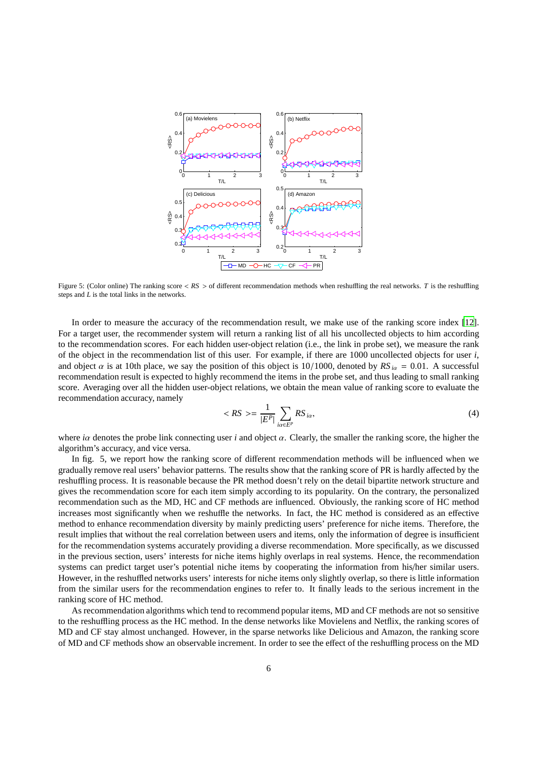Figure 5: (Color online) The ranking score $< RS >$ of different recommendation methods when reshuffling the real networks. $T$ is the reshuffling steps and $L$ is the total links in the networks.

In order to measure the accuracy of the recommendation result, we make use of the ranking score index [12]. For a target user, the recommender system will return a ranking list of all his uncollected objects to him according to the recommendation scores. For each hidden user-object relation (i.e., the link in probe set), we measure the rank of the object in the recommendation list of this user. For example, if there are 1000 uncollected objects for user $i$, and object $\alpha$ is at 10th place, we say the position of this object is $10/1000$, denoted by $RS_{i\alpha} = 0.01$. A successful recommendation result is expected to highly recommend the items in the probe set, and thus leading to small ranking score. Averaging over all the hidden user-object relations, we obtain the mean value of ranking score to evaluate the recommendation accuracy, namely

$$< RS >= \frac{1}{|E^P|} \sum_{i\alpha \in E^P} RS_{i\alpha}, \tag{4}$$

where $i\alpha$ denotes the probe link connecting user $i$ and object $\alpha$. Clearly, the smaller the ranking score, the higher the algorithm's accuracy, and vice versa.

In fig. 5, we report how the ranking score of different recommendation methods will be influenced when we gradually remove real users' behavior patterns. The results show that the ranking score of PR is hardly affected by the reshuffling process. It is reasonable because the PR method doesn't rely on the detail bipartite network structure and gives the recommendation score for each item simply according to its popularity. On the contrary, the personalized recommendation such as the MD, HC and CF methods are influenced. Obviously, the ranking score of HC method increases most significantly when we reshuffle the networks. In fact, the HC method is considered as an effective method to enhance recommendation diversity by mainly predicting users' preference for niche items. Therefore, the result implies that without the real correlation between users and items, only the information of degree is insufficient for the recommendation systems accurately providing a diverse recommendation. More specifically, as we discussed in the previous section, users' interests for niche items highly overlaps in real systems. Hence, the recommendation systems can predict target user's potential niche items by cooperating the information from his/her similar users. However, in the reshuffled networks users' interests for niche items only slightly overlap, so there is little information from the similar users for the recommendation engines to refer to. It finally leads to the serious increment in the ranking score of HC method.

As recommendation algorithms which tend to recommend popular items, MD and CF methods are not so sensitive to the reshuffling process as the HC method. In the dense networks like Movielens and Netflix, the ranking scores of MD and CF stay almost unchanged. However, in the sparse networks like Delicious and Amazon, the ranking score of MD and CF methods show an observable increment. In order to see the effect of the reshuffling process on the MD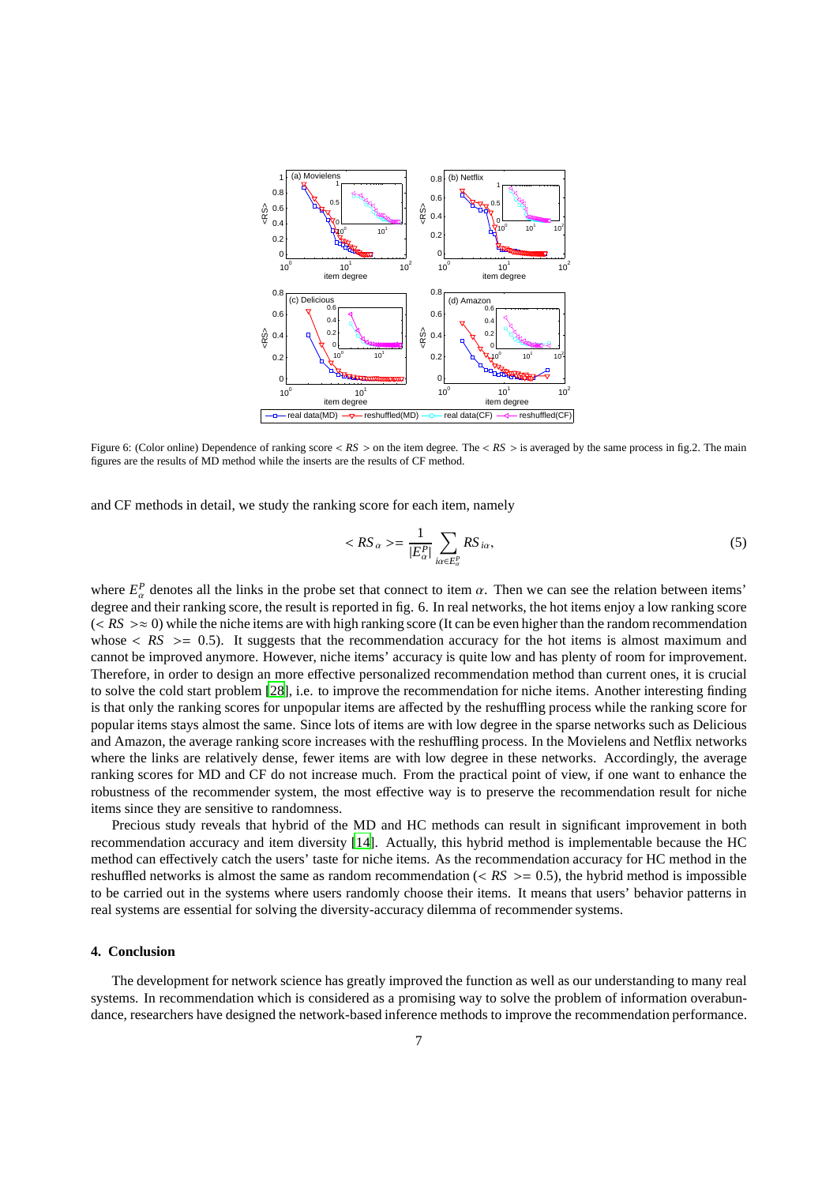Figure 6: (Color online) Dependence of ranking score $< RS >$ on the item degree. The $< RS >$ is averaged by the same process in fig.2. The main figures are the results of MD method while the inserts are the results of CF method.

and CF methods in detail, we study the ranking score for each item, namely

$$< RS_{\alpha} >= \frac{1}{|E_{\alpha}^{P}|} \sum_{i\alpha \in E_{\alpha}^{P}} RS_{i\alpha}, \tag{5}$$

where $E_{\alpha}^{P}$ denotes all the links in the probe set that connect to item $\alpha$. Then we can see the relation between items' degree and their ranking score, the result is reported in fig. 6. In real networks, the hot items enjoy a low ranking score ($< RS > \approx 0$) while the niche items are with high ranking score (It can be even higher than the random recommendation whose $< RS >= 0.5$). It suggests that the recommendation accuracy for the hot items is almost maximum and cannot be improved anymore. However, niche items' accuracy is quite low and has plenty of room for improvement. Therefore, in order to design an more effective personalized recommendation method than current ones, it is crucial to solve the cold start problem [28], i.e. to improve the recommendation for niche items. Another interesting finding is that only the ranking scores for unpopular items are affected by the reshuffling process while the ranking score for popular items stays almost the same. Since lots of items are with low degree in the sparse networks such as Delicious and Amazon, the average ranking score increases with the reshuffling process. In the Movielens and Netflix networks where the links are relatively dense, fewer items are with low degree in these networks. Accordingly, the average ranking scores for MD and CF do not increase much. From the practical point of view, if one want to enhance the robustness of the recommender system, the most effective way is to preserve the recommendation result for niche items since they are sensitive to randomness.

Precious study reveals that hybrid of the MD and HC methods can result in significant improvement in both recommendation accuracy and item diversity [14]. Actually, this hybrid method is implementable because the HC method can effectively catch the users' taste for niche items. As the recommendation accuracy for HC method in the reshuffled networks is almost the same as random recommendation ($< RS >= 0.5$), the hybrid method is impossible to be carried out in the systems where users randomly choose their items. It means that users' behavior patterns in real systems are essential for solving the diversity-accuracy dilemma of recommender systems.

## 4. Conclusion

The development for network science has greatly improved the function as well as our understanding to many real systems. In recommendation which is considered as a promising way to solve the problem of information overabundance, researchers have designed the network-based inference methods to improve the recommendation performance.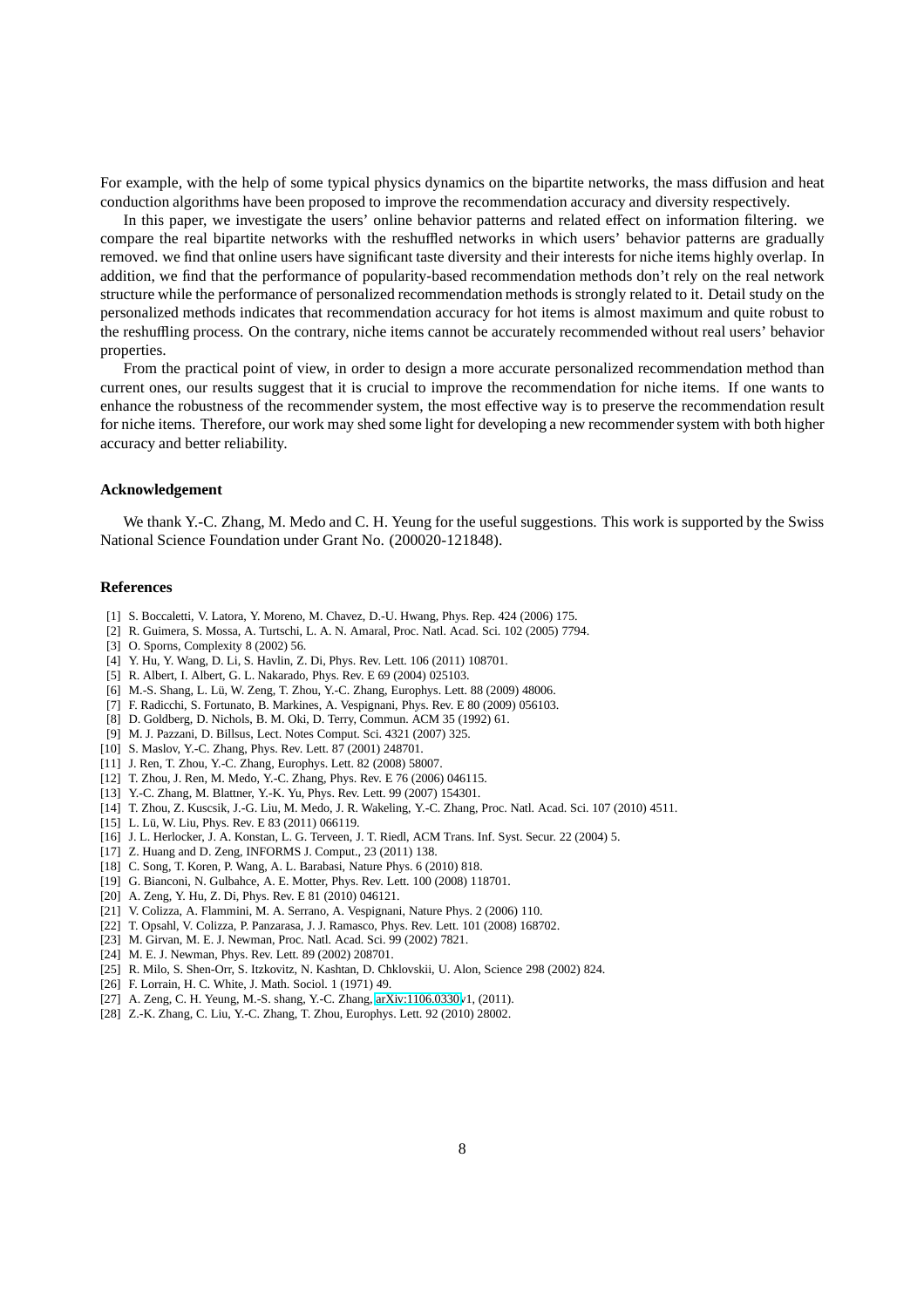For example, with the help of some typical physics dynamics on the bipartite networks, the mass diffusion and heat conduction algorithms have been proposed to improve the recommendation accuracy and diversity respectively.

In this paper, we investigate the users' online behavior patterns and related effect on information filtering. we compare the real bipartite networks with the reshuffled networks in which users' behavior patterns are gradually removed. we find that online users have significant taste diversity and their interests for niche items highly overlap. In addition, we find that the performance of popularity-based recommendation methods don't rely on the real network structure while the performance of personalized recommendation methods is strongly related to it. Detail study on the personalized methods indicates that recommendation accuracy for hot items is almost maximum and quite robust to the reshuffling process. On the contrary, niche items cannot be accurately recommended without real users' behavior properties.

From the practical point of view, in order to design a more accurate personalized recommendation method than current ones, our results suggest that it is crucial to improve the recommendation for niche items. If one wants to enhance the robustness of the recommender system, the most effective way is to preserve the recommendation result for niche items. Therefore, our work may shed some light for developing a new recommender system with both higher accuracy and better reliability.

### Acknowledgement

We thank Y.-C. Zhang, M. Medo and C. H. Yeung for the useful suggestions. This work is supported by the Swiss National Science Foundation under Grant No. (200020-121848).

### References

[1] S. Boccaletti, V. Latora, Y. Moreno, M. Chavez, D.-U. Hwang, Phys. Rep. 424 (2006) 175.
[2] R. Guimera, S. Mossa, A. Turtschi, L. A. N. Amaral, Proc. Natl. Acad. Sci. 102 (2005) 7794.
[3] O. Sporns, Complexity 8 (2002) 56.
[4] Y. Hu, Y. Wang, D. Li, S. Havlin, Z. Di, Phys. Rev. Lett. 106 (2011) 108701.
[5] R. Albert, I. Albert, G. L. Nakarado, Phys. Rev. E 69 (2004) 025103.
[6] M.-S. Shang, L. Lü, W. Zeng, T. Zhou, Y.-C. Zhang, Europhys. Lett. 88 (2009) 48006.
[7] F. Radicchi, S. Fortunato, B. Markines, A. Vespignani, Phys. Rev. E 80 (2009) 056103.
[8] D. Goldberg, D. Nichols, B. M. Oki, D. Terry, Commun. ACM 35 (1992) 61.
[9] M. J. Pazzani, D. Billsus, Lect. Notes Comput. Sci. 4321 (2007) 325.
[10] S. Maslov, Y.-C. Zhang, Phys. Rev. Lett. 87 (2001) 248701.
[11] J. Ren, T. Zhou, Y.-C. Zhang, Europhys. Lett. 82 (2008) 58007.
[12] T. Zhou, J. Ren, M. Medo, Y.-C. Zhang, Phys. Rev. E 76 (2006) 046115.
[13] Y.-C. Zhang, M. Blattner, Y.-K. Yu, Phys. Rev. Lett. 99 (2007) 154301.
[14] T. Zhou, Z. Kuscsik, J.-G. Liu, M. Medo, J. R. Wakeling, Y.-C. Zhang, Proc. Natl. Acad. Sci. 107 (2010) 4511.
[15] L. Lü, W. Liu, Phys. Rev. E 83 (2011) 066119.
[16] J. L. Herlocker, J. A. Konstan, L. G. Terveen, J. T. Riedl, ACM Trans. Inf. Syst. Secur. 22 (2004) 5.
[17] Z. Huang and D. Zeng, INFORMS J. Comput., 23 (2011) 138.
[18] C. Song, T. Koren, P. Wang, A. L. Barabasi, Nature Phys. 6 (2010) 818.
[19] G. Bianconi, N. Gulbahce, A. E. Motter, Phys. Rev. Lett. 100 (2008) 118701.
[20] A. Zeng, Y. Hu, Z. Di, Phys. Rev. E 81 (2010) 046121.
[21] V. Colizza, A. Flammini, M. A. Serrano, A. Vespignani, Nature Phys. 2 (2006) 110.
[22] T. Opsahl, V. Colizza, P. Panzarasa, J. J. Ramasco, Phys. Rev. Lett. 101 (2008) 168702.
[23] M. Girvan, M. E. J. Newman, Proc. Natl. Acad. Sci. 99 (2002) 7821.
[24] M. E. J. Newman, Phys. Rev. Lett. 89 (2002) 208701.
[25] R. Milo, S. Shen-Orr, S. Itzkovitz, N. Kashtan, D. Chklovskii, U. Alon, Science 298 (2002) 824.
[26] F. Lorrain, H. C. White, J. Math. Sociol. 1 (1971) 49.
[27] A. Zeng, C. H. Yeung, M.-S. shang, Y.-C. Zhang, arXiv:1106.0330v1, (2011).
[28] Z.-K. Zhang, C. Liu, Y.-C. Zhang, T. Zhou, Europhys. Lett. 92 (2010) 28002.